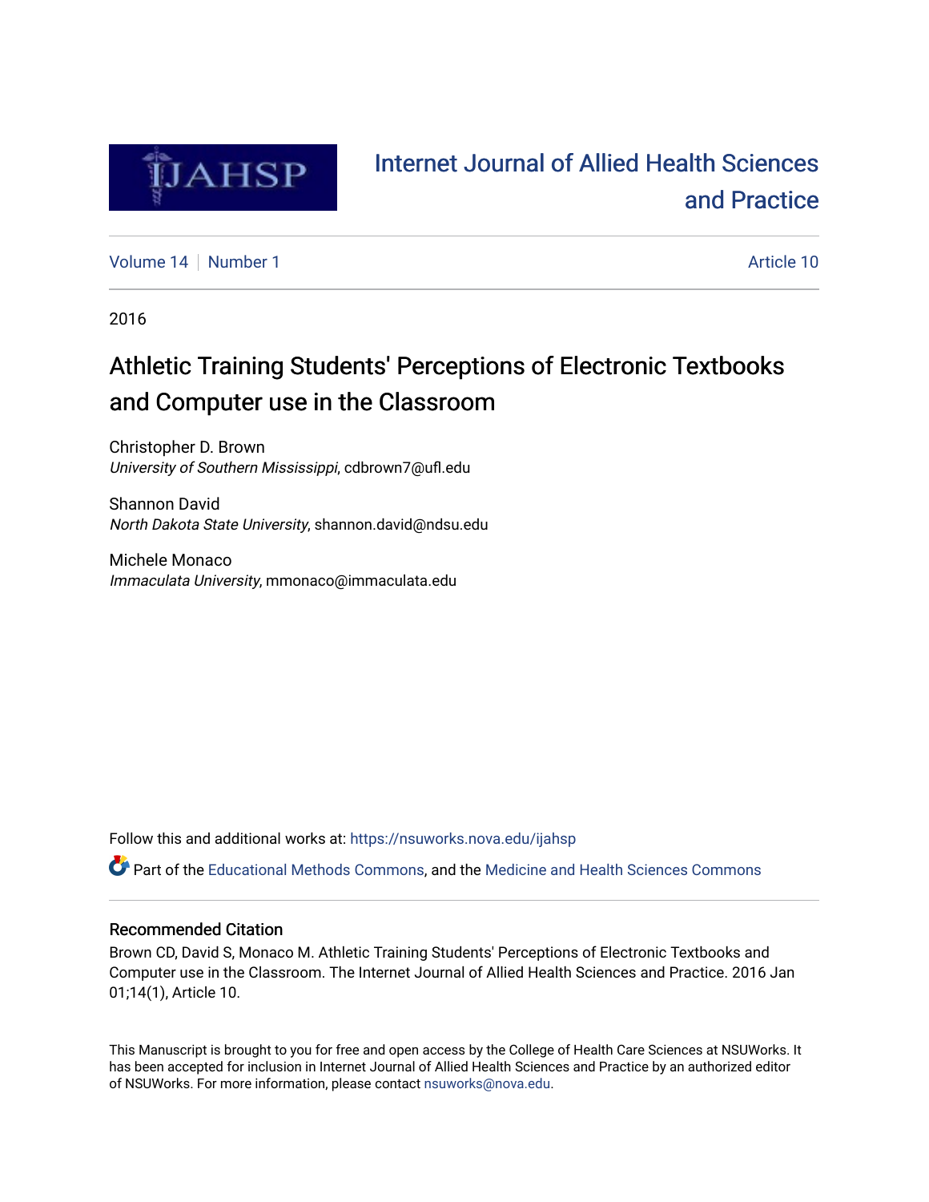# Internet Journal of Allied Health Sciences and Practice

Volume 14 | Number 1 | Article 10

2016

## Athletic Training Students' Perceptions of Electronic Textbooks and Computer use in the Classroom

Christopher D. Brown
*University of Southern Mississippi*, cdbrown7@ufl.edu

Shannon David
*North Dakota State University*, shannon.david@ndsu.edu

Michele Monaco
*Immaculata University*, mmonaco@immaculata.edu

Follow this and additional works at: https://nsuworks.nova.edu/ijahsp

Part of the Educational Methods Commons, and the Medicine and Health Sciences Commons

### Recommended Citation

Brown CD, David S, Monaco M. Athletic Training Students' Perceptions of Electronic Textbooks and Computer use in the Classroom. The Internet Journal of Allied Health Sciences and Practice. 2016 Jan 01;14(1), Article 10.

This Manuscript is brought to you for free and open access by the College of Health Care Sciences at NSUWorks. It has been accepted for inclusion in Internet Journal of Allied Health Sciences and Practice by an authorized editor of NSUWorks. For more information, please contact nsuworks@nova.edu.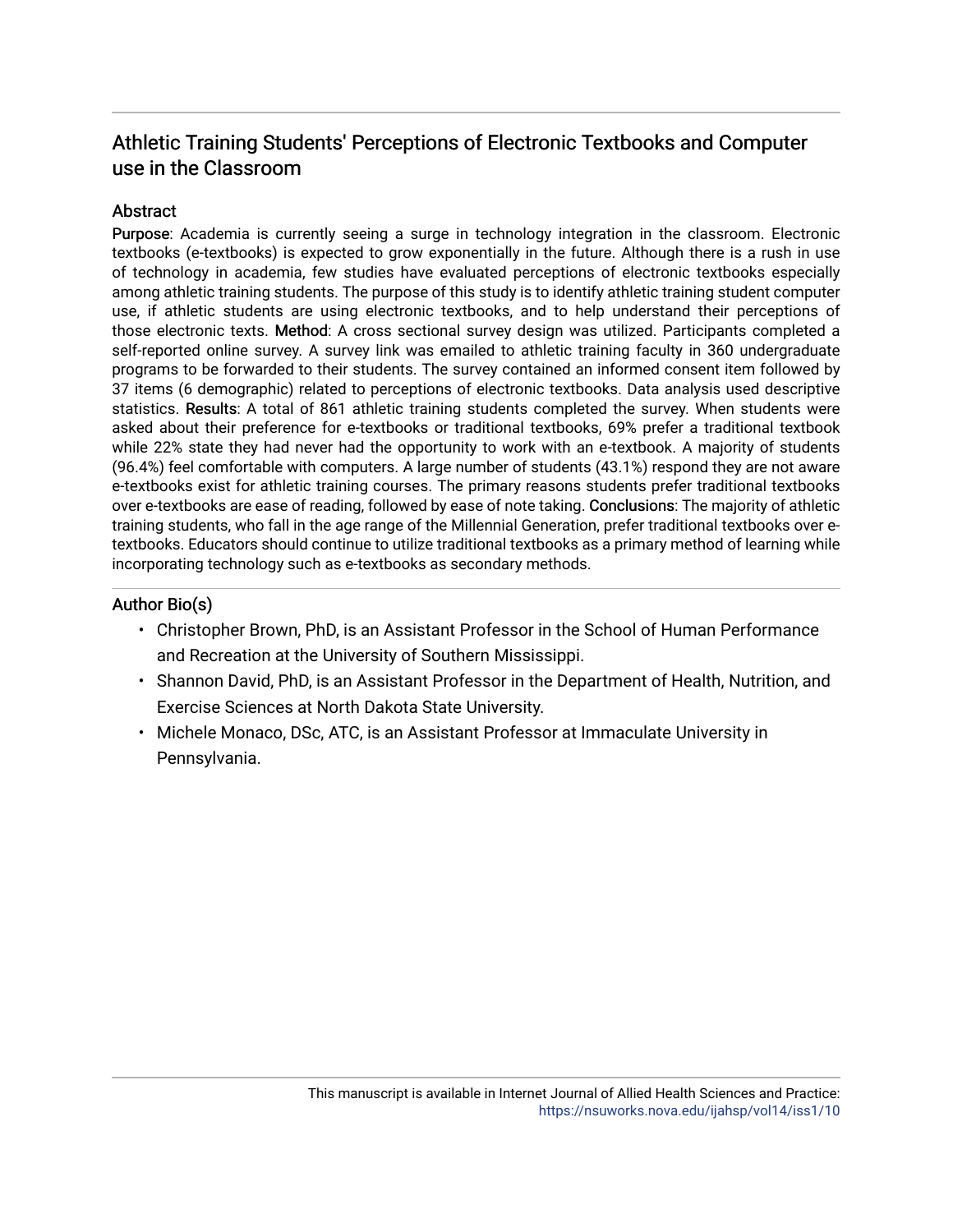# Athletic Training Students' Perceptions of Electronic Textbooks and Computer use in the Classroom

## Abstract

**Purpose**: Academia is currently seeing a surge in technology integration in the classroom. Electronic textbooks (e-textbooks) is expected to grow exponentially in the future. Although there is a rush in use of technology in academia, few studies have evaluated perceptions of electronic textbooks especially among athletic training students. The purpose of this study is to identify athletic training student computer use, if athletic students are using electronic textbooks, and to help understand their perceptions of those electronic texts. **Method**: A cross sectional survey design was utilized. Participants completed a self-reported online survey. A survey link was emailed to athletic training faculty in 360 undergraduate programs to be forwarded to their students. The survey contained an informed consent item followed by 37 items (6 demographic) related to perceptions of electronic textbooks. Data analysis used descriptive statistics. **Results**: A total of 861 athletic training students completed the survey. When students were asked about their preference for e-textbooks or traditional textbooks, 69% prefer a traditional textbook while 22% state they had never had the opportunity to work with an e-textbook. A majority of students (96.4%) feel comfortable with computers. A large number of students (43.1%) respond they are not aware e-textbooks exist for athletic training courses. The primary reasons students prefer traditional textbooks over e-textbooks are ease of reading, followed by ease of note taking. **Conclusions**: The majority of athletic training students, who fall in the age range of the Millennial Generation, prefer traditional textbooks over e-textbooks. Educators should continue to utilize traditional textbooks as a primary method of learning while incorporating technology such as e-textbooks as secondary methods.

## Author Bio(s)

- Christopher Brown, PhD, is an Assistant Professor in the School of Human Performance and Recreation at the University of Southern Mississippi.
- Shannon David, PhD, is an Assistant Professor in the Department of Health, Nutrition, and Exercise Sciences at North Dakota State University.
- Michele Monaco, DSc, ATC, is an Assistant Professor at Immaculate University in Pennsylvania.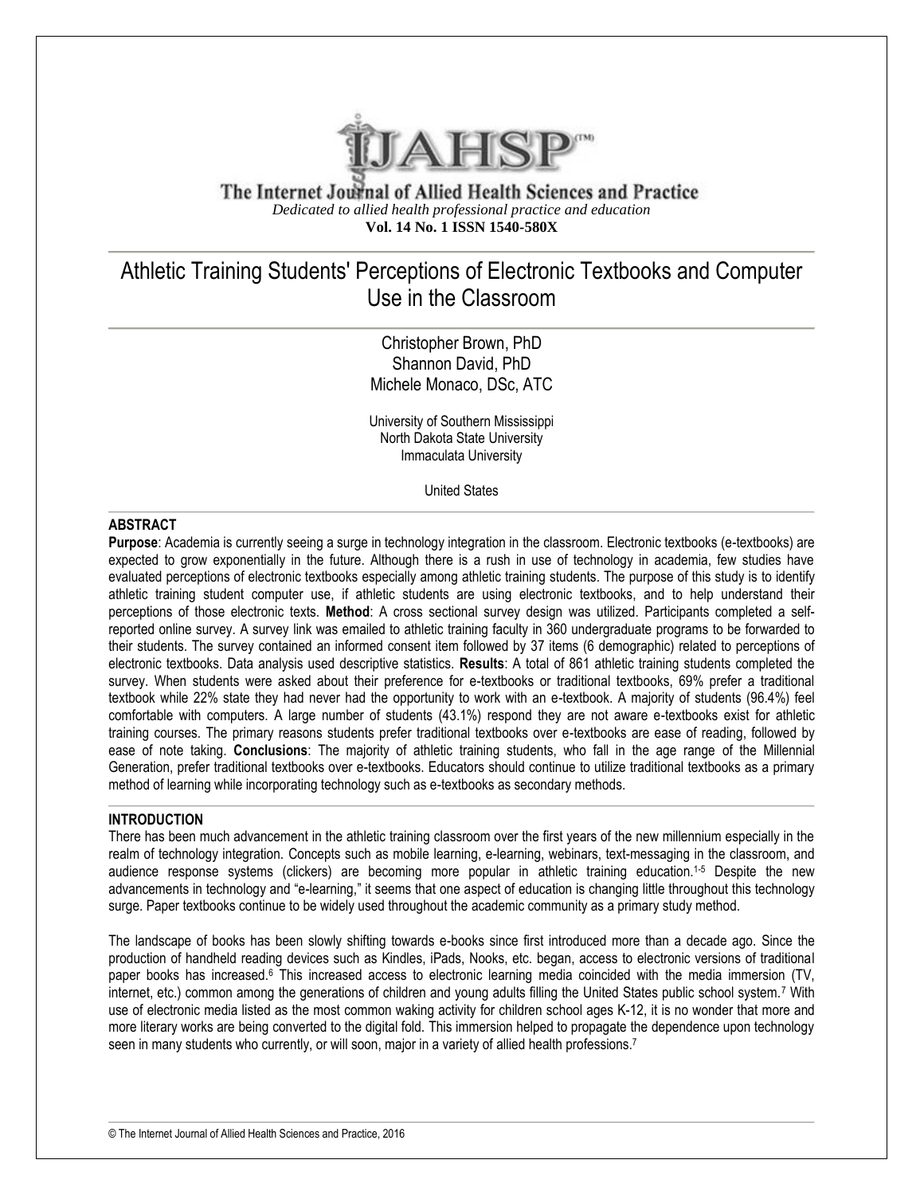The Internet Journal of Allied Health Sciences and Practice

*Dedicated to allied health professional practice and education*

**Vol. 14 No. 1 ISSN 1540-580X**

# Athletic Training Students' Perceptions of Electronic Textbooks and Computer Use in the Classroom

Christopher Brown, PhD
Shannon David, PhD
Michele Monaco, DSc, ATC

University of Southern Mississippi
North Dakota State University
Immaculata University

United States

## ABSTRACT

**Purpose**: Academia is currently seeing a surge in technology integration in the classroom. Electronic textbooks (e-textbooks) are expected to grow exponentially in the future. Although there is a rush in use of technology in academia, few studies have evaluated perceptions of electronic textbooks especially among athletic training students. The purpose of this study is to identify athletic training student computer use, if athletic students are using electronic textbooks, and to help understand their perceptions of those electronic texts. **Method**: A cross sectional survey design was utilized. Participants completed a self-reported online survey. A survey link was emailed to athletic training faculty in 360 undergraduate programs to be forwarded to their students. The survey contained an informed consent item followed by 37 items (6 demographic) related to perceptions of electronic textbooks. Data analysis used descriptive statistics. **Results**: A total of 861 athletic training students completed the survey. When students were asked about their preference for e-textbooks or traditional textbooks, 69% prefer a traditional textbook while 22% state they had never had the opportunity to work with an e-textbook. A majority of students (96.4%) feel comfortable with computers. A large number of students (43.1%) respond they are not aware e-textbooks exist for athletic training courses. The primary reasons students prefer traditional textbooks over e-textbooks are ease of reading, followed by ease of note taking. **Conclusions**: The majority of athletic training students, who fall in the age range of the Millennial Generation, prefer traditional textbooks over e-textbooks. Educators should continue to utilize traditional textbooks as a primary method of learning while incorporating technology such as e-textbooks as secondary methods.

## INTRODUCTION

There has been much advancement in the athletic training classroom over the first years of the new millennium especially in the realm of technology integration. Concepts such as mobile learning, e-learning, webinars, text-messaging in the classroom, and audience response systems (clickers) are becoming more popular in athletic training education.[1-5] Despite the new advancements in technology and "e-learning," it seems that one aspect of education is changing little throughout this technology surge. Paper textbooks continue to be widely used throughout the academic community as a primary study method.

The landscape of books has been slowly shifting towards e-books since first introduced more than a decade ago. Since the production of handheld reading devices such as Kindles, iPads, Nooks, etc. began, access to electronic versions of traditional paper books has increased.[6] This increased access to electronic learning media coincided with the media immersion (TV, internet, etc.) common among the generations of children and young adults filling the United States public school system.[7] With use of electronic media listed as the most common waking activity for children school ages K-12, it is no wonder that more and more literary works are being converted to the digital fold. This immersion helped to propagate the dependence upon technology seen in many students who currently, or will soon, major in a variety of allied health professions.[7]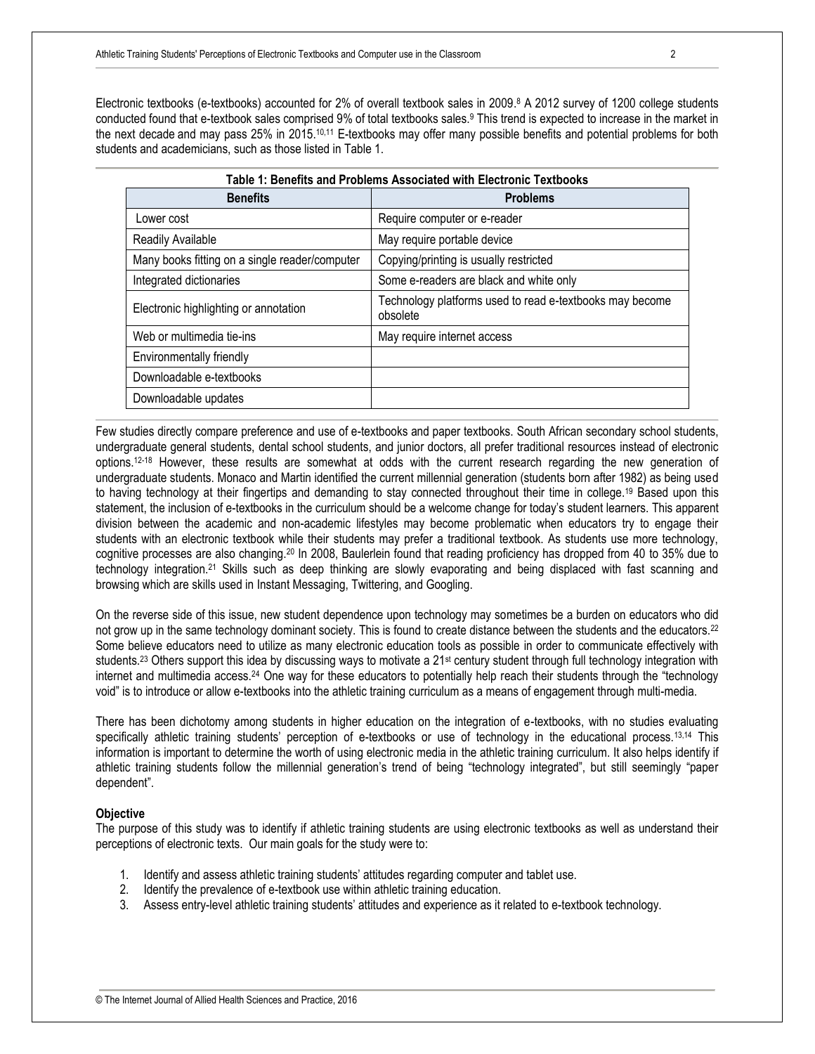Electronic textbooks (e-textbooks) accounted for 2% of overall textbook sales in 2009.[8] A 2012 survey of 1200 college students conducted found that e-textbook sales comprised 9% of total textbooks sales.[9] This trend is expected to increase in the market in the next decade and may pass 25% in 2015.[10,11] E-textbooks may offer many possible benefits and potential problems for both students and academicians, such as those listed in Table 1.

**Table 1: Benefits and Problems Associated with Electronic Textbooks**

| Benefits | Problems |
|---|---|
| Lower cost | Require computer or e-reader |
| Readily Available | May require portable device |
| Many books fitting on a single reader/computer | Copying/printing is usually restricted |
| Integrated dictionaries | Some e-readers are black and white only |
| Electronic highlighting or annotation | Technology platforms used to read e-textbooks may become obsolete |
| Web or multimedia tie-ins | May require internet access |
| Environmentally friendly | |
| Downloadable e-textbooks | |
| Downloadable updates | |

Few studies directly compare preference and use of e-textbooks and paper textbooks. South African secondary school students, undergraduate general students, dental school students, and junior doctors, all prefer traditional resources instead of electronic options.[12-18] However, these results are somewhat at odds with the current research regarding the new generation of undergraduate students. Monaco and Martin identified the current millennial generation (students born after 1982) as being used to having technology at their fingertips and demanding to stay connected throughout their time in college.[19] Based upon this statement, the inclusion of e-textbooks in the curriculum should be a welcome change for today's student learners. This apparent division between the academic and non-academic lifestyles may become problematic when educators try to engage their students with an electronic textbook while their students may prefer a traditional textbook. As students use more technology, cognitive processes are also changing.[20] In 2008, Baulerlein found that reading proficiency has dropped from 40 to 35% due to technology integration.[21] Skills such as deep thinking are slowly evaporating and being displaced with fast scanning and browsing which are skills used in Instant Messaging, Twittering, and Googling.

On the reverse side of this issue, new student dependence upon technology may sometimes be a burden on educators who did not grow up in the same technology dominant society. This is found to create distance between the students and the educators.[22] Some believe educators need to utilize as many electronic education tools as possible in order to communicate effectively with students.[23] Others support this idea by discussing ways to motivate a 21st century student through full technology integration with internet and multimedia access.[24] One way for these educators to potentially help reach their students through the "technology void" is to introduce or allow e-textbooks into the athletic training curriculum as a means of engagement through multi-media.

There has been dichotomy among students in higher education on the integration of e-textbooks, with no studies evaluating specifically athletic training students' perception of e-textbooks or use of technology in the educational process.[13,14] This information is important to determine the worth of using electronic media in the athletic training curriculum. It also helps identify if athletic training students follow the millennial generation's trend of being "technology integrated", but still seemingly "paper dependent".

**Objective**

The purpose of this study was to identify if athletic training students are using electronic textbooks as well as understand their perceptions of electronic texts. Our main goals for the study were to:

1. Identify and assess athletic training students' attitudes regarding computer and tablet use.
2. Identify the prevalence of e-textbook use within athletic training education.
3. Assess entry-level athletic training students' attitudes and experience as it related to e-textbook technology.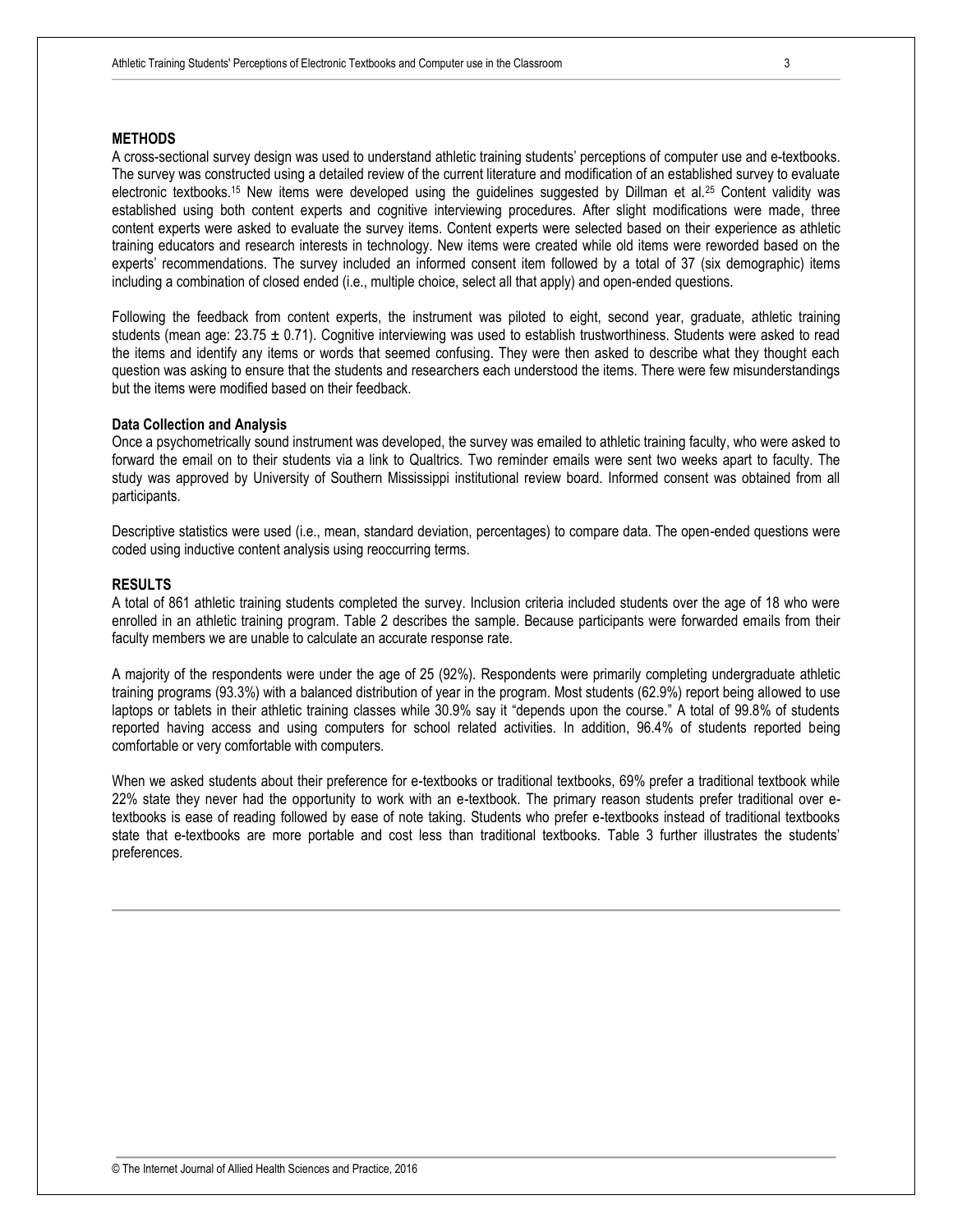## METHODS

A cross-sectional survey design was used to understand athletic training students' perceptions of computer use and e-textbooks. The survey was constructed using a detailed review of the current literature and modification of an established survey to evaluate electronic textbooks.[15] New items were developed using the guidelines suggested by Dillman et al.[25] Content validity was established using both content experts and cognitive interviewing procedures. After slight modifications were made, three content experts were asked to evaluate the survey items. Content experts were selected based on their experience as athletic training educators and research interests in technology. New items were created while old items were reworded based on the experts' recommendations. The survey included an informed consent item followed by a total of 37 (six demographic) items including a combination of closed ended (i.e., multiple choice, select all that apply) and open-ended questions.

Following the feedback from content experts, the instrument was piloted to eight, second year, graduate, athletic training students (mean age: 23.75 ± 0.71). Cognitive interviewing was used to establish trustworthiness. Students were asked to read the items and identify any items or words that seemed confusing. They were then asked to describe what they thought each question was asking to ensure that the students and researchers each understood the items. There were few misunderstandings but the items were modified based on their feedback.

### Data Collection and Analysis

Once a psychometrically sound instrument was developed, the survey was emailed to athletic training faculty, who were asked to forward the email on to their students via a link to Qualtrics. Two reminder emails were sent two weeks apart to faculty. The study was approved by University of Southern Mississippi institutional review board. Informed consent was obtained from all participants.

Descriptive statistics were used (i.e., mean, standard deviation, percentages) to compare data. The open-ended questions were coded using inductive content analysis using reoccurring terms.

## RESULTS

A total of 861 athletic training students completed the survey. Inclusion criteria included students over the age of 18 who were enrolled in an athletic training program. Table 2 describes the sample. Because participants were forwarded emails from their faculty members we are unable to calculate an accurate response rate.

A majority of the respondents were under the age of 25 (92%). Respondents were primarily completing undergraduate athletic training programs (93.3%) with a balanced distribution of year in the program. Most students (62.9%) report being allowed to use laptops or tablets in their athletic training classes while 30.9% say it "depends upon the course." A total of 99.8% of students reported having access and using computers for school related activities. In addition, 96.4% of students reported being comfortable or very comfortable with computers.

When we asked students about their preference for e-textbooks or traditional textbooks, 69% prefer a traditional textbook while 22% state they never had the opportunity to work with an e-textbook. The primary reason students prefer traditional over e-textbooks is ease of reading followed by ease of note taking. Students who prefer e-textbooks instead of traditional textbooks state that e-textbooks are more portable and cost less than traditional textbooks. Table 3 further illustrates the students' preferences.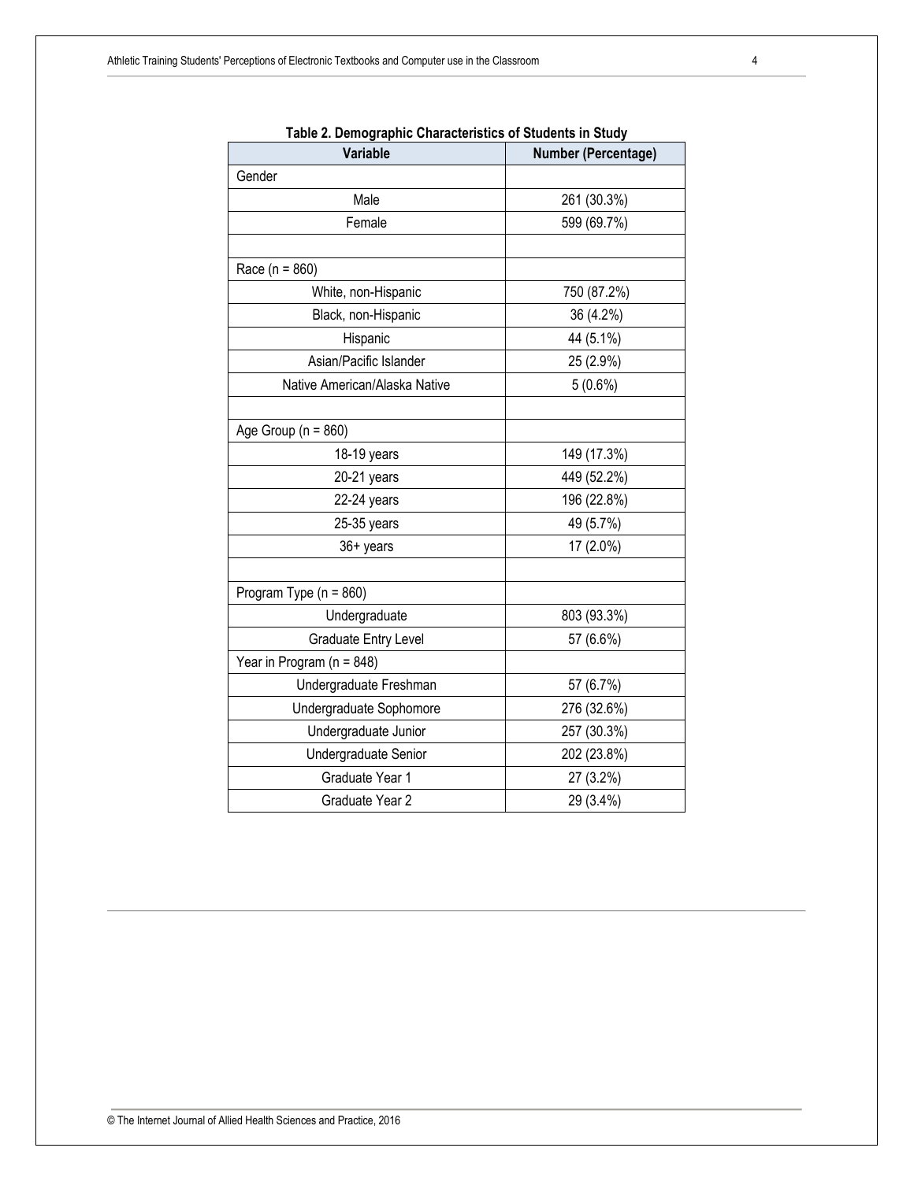**Table 2. Demographic Characteristics of Students in Study**

| Variable | Number (Percentage) |
|---|---|
| Gender | |
| Male | 261 (30.3%) |
| Female | 599 (69.7%) |
| | |
| Race (n = 860) | |
| White, non-Hispanic | 750 (87.2%) |
| Black, non-Hispanic | 36 (4.2%) |
| Hispanic | 44 (5.1%) |
| Asian/Pacific Islander | 25 (2.9%) |
| Native American/Alaska Native | 5 (0.6%) |
| | |
| Age Group (n = 860) | |
| 18-19 years | 149 (17.3%) |
| 20-21 years | 449 (52.2%) |
| 22-24 years | 196 (22.8%) |
| 25-35 years | 49 (5.7%) |
| 36+ years | 17 (2.0%) |
| | |
| Program Type (n = 860) | |
| Undergraduate | 803 (93.3%) |
| Graduate Entry Level | 57 (6.6%) |
| Year in Program (n = 848) | |
| Undergraduate Freshman | 57 (6.7%) |
| Undergraduate Sophomore | 276 (32.6%) |
| Undergraduate Junior | 257 (30.3%) |
| Undergraduate Senior | 202 (23.8%) |
| Graduate Year 1 | 27 (3.2%) |
| Graduate Year 2 | 29 (3.4%) |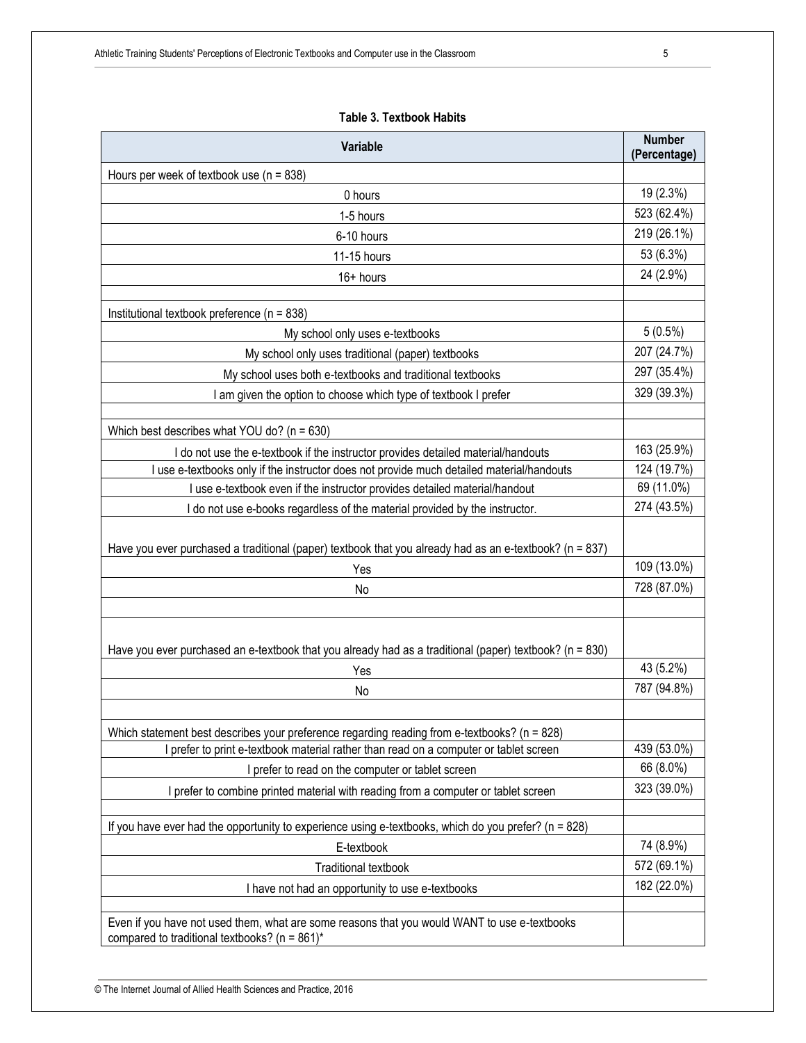**Table 3. Textbook Habits**

| Variable | Number (Percentage) |
|---|---|
| Hours per week of textbook use (n = 838) | |
| 0 hours | 19 (2.3%) |
| 1-5 hours | 523 (62.4%) |
| 6-10 hours | 219 (26.1%) |
| 11-15 hours | 53 (6.3%) |
| 16+ hours | 24 (2.9%) |
| | |
| Institutional textbook preference (n = 838) | |
| My school only uses e-textbooks | 5 (0.5%) |
| My school only uses traditional (paper) textbooks | 207 (24.7%) |
| My school uses both e-textbooks and traditional textbooks | 297 (35.4%) |
| I am given the option to choose which type of textbook I prefer | 329 (39.3%) |
| | |
| Which best describes what YOU do? (n = 630) | |
| I do not use the e-textbook if the instructor provides detailed material/handouts | 163 (25.9%) |
| I use e-textbooks only if the instructor does not provide much detailed material/handouts | 124 (19.7%) |
| I use e-textbook even if the instructor provides detailed material/handout | 69 (11.0%) |
| I do not use e-books regardless of the material provided by the instructor. | 274 (43.5%) |
| | |
| Have you ever purchased a traditional (paper) textbook that you already had as an e-textbook? (n = 837) | |
| Yes | 109 (13.0%) |
| No | 728 (87.0%) |
| | |
| Have you ever purchased an e-textbook that you already had as a traditional (paper) textbook? (n = 830) | |
| Yes | 43 (5.2%) |
| No | 787 (94.8%) |
| | |
| Which statement best describes your preference regarding reading from e-textbooks? (n = 828) | |
| I prefer to print e-textbook material rather than read on a computer or tablet screen | 439 (53.0%) |
| I prefer to read on the computer or tablet screen | 66 (8.0%) |
| I prefer to combine printed material with reading from a computer or tablet screen | 323 (39.0%) |
| | |
| If you have ever had the opportunity to experience using e-textbooks, which do you prefer? (n = 828) | |
| E-textbook | 74 (8.9%) |
| Traditional textbook | 572 (69.1%) |
| I have not had an opportunity to use e-textbooks | 182 (22.0%) |
| | |
| Even if you have not used them, what are some reasons that you would WANT to use e-textbooks compared to traditional textbooks? (n = 861)* | |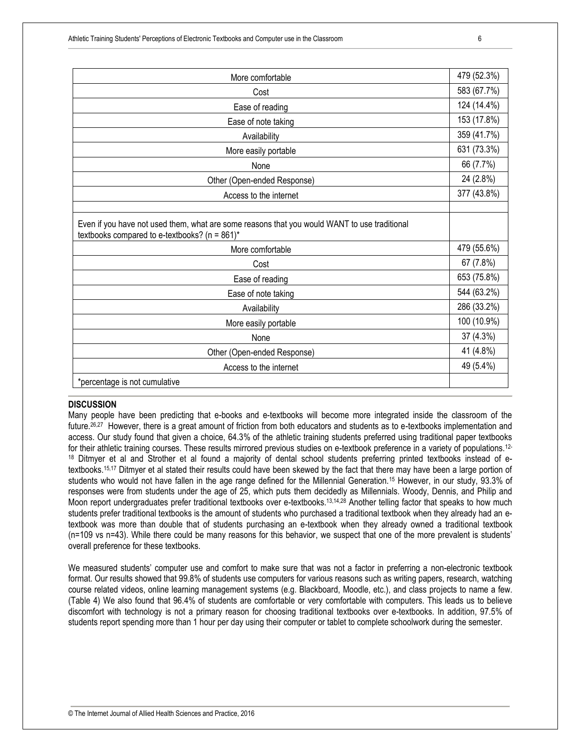| | |
|---|---|
| More comfortable | 479 (52.3%) |
| Cost | 583 (67.7%) |
| Ease of reading | 124 (14.4%) |
| Ease of note taking | 153 (17.8%) |
| Availability | 359 (41.7%) |
| More easily portable | 631 (73.3%) |
| None | 66 (7.7%) |
| Other (Open-ended Response) | 24 (2.8%) |
| Access to the internet | 377 (43.8%) |
| | |
| Even if you have not used them, what are some reasons that you would WANT to use traditional textbooks compared to e-textbooks? (n = 861)* | |
| More comfortable | 479 (55.6%) |
| Cost | 67 (7.8%) |
| Ease of reading | 653 (75.8%) |
| Ease of note taking | 544 (63.2%) |
| Availability | 286 (33.2%) |
| More easily portable | 100 (10.9%) |
| None | 37 (4.3%) |
| Other (Open-ended Response) | 41 (4.8%) |
| Access to the internet | 49 (5.4%) |
| *percentage is not cumulative | |

## DISCUSSION

Many people have been predicting that e-books and e-textbooks will become more integrated inside the classroom of the future.[26,27] However, there is a great amount of friction from both educators and students as to e-textbooks implementation and access. Our study found that given a choice, 64.3% of the athletic training students preferred using traditional paper textbooks for their athletic training courses. These results mirrored previous studies on e-textbook preference in a variety of populations.[12-18] Ditmyer et al and Strother et al found a majority of dental school students preferring printed textbooks instead of e-textbooks.[15,17] Ditmyer et al stated their results could have been skewed by the fact that there may have been a large portion of students who would not have fallen in the age range defined for the Millennial Generation.[15] However, in our study, 93.3% of responses were from students under the age of 25, which puts them decidedly as Millennials. Woody, Dennis, and Philip and Moon report undergraduates prefer traditional textbooks over e-textbooks.[13,14,28] Another telling factor that speaks to how much students prefer traditional textbooks is the amount of students who purchased a traditional textbook when they already had an e-textbook was more than double that of students purchasing an e-textbook when they already owned a traditional textbook (n=109 vs n=43). While there could be many reasons for this behavior, we suspect that one of the more prevalent is students' overall preference for these textbooks.

We measured students' computer use and comfort to make sure that was not a factor in preferring a non-electronic textbook format. Our results showed that 99.8% of students use computers for various reasons such as writing papers, research, watching course related videos, online learning management systems (e.g. Blackboard, Moodle, etc.), and class projects to name a few. (Table 4) We also found that 96.4% of students are comfortable or very comfortable with computers. This leads us to believe discomfort with technology is not a primary reason for choosing traditional textbooks over e-textbooks. In addition, 97.5% of students report spending more than 1 hour per day using their computer or tablet to complete schoolwork during the semester.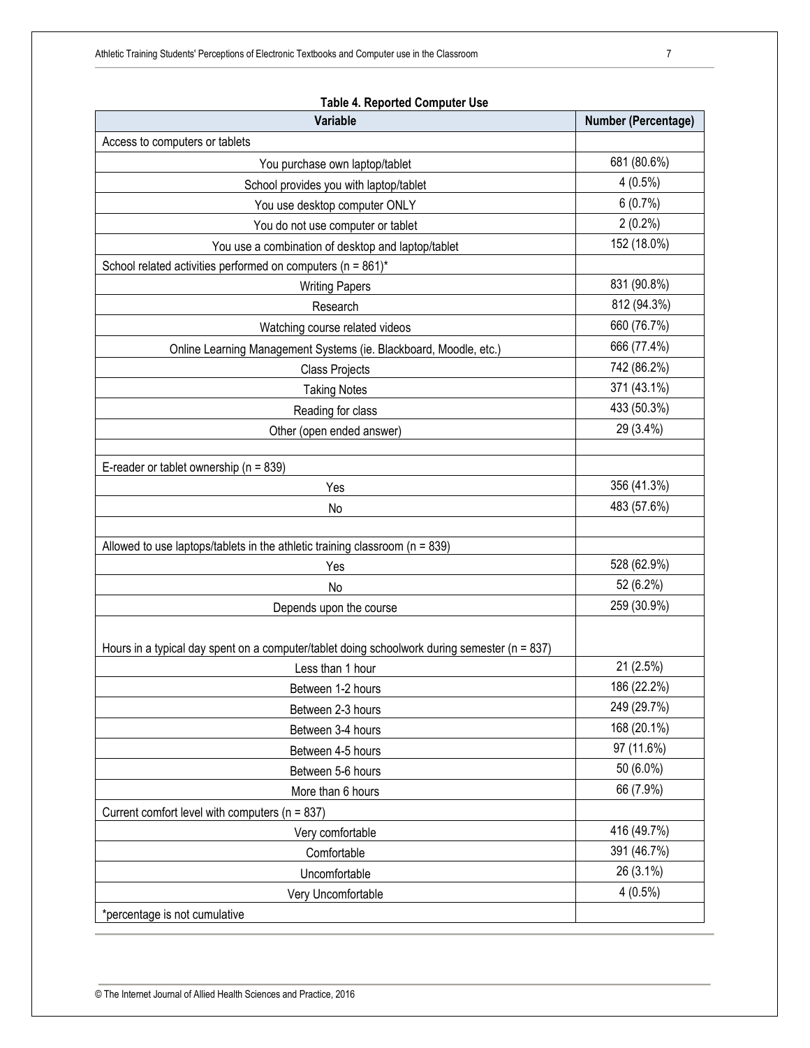**Table 4. Reported Computer Use**

| Variable | Number (Percentage) |
|---|---|
| Access to computers or tablets | |
| You purchase own laptop/tablet | 681 (80.6%) |
| School provides you with laptop/tablet | 4 (0.5%) |
| You use desktop computer ONLY | 6 (0.7%) |
| You do not use computer or tablet | 2 (0.2%) |
| You use a combination of desktop and laptop/tablet | 152 (18.0%) |
| School related activities performed on computers (n = 861)* | |
| Writing Papers | 831 (90.8%) |
| Research | 812 (94.3%) |
| Watching course related videos | 660 (76.7%) |
| Online Learning Management Systems (ie. Blackboard, Moodle, etc.) | 666 (77.4%) |
| Class Projects | 742 (86.2%) |
| Taking Notes | 371 (43.1%) |
| Reading for class | 433 (50.3%) |
| Other (open ended answer) | 29 (3.4%) |
| | |
| E-reader or tablet ownership (n = 839) | |
| Yes | 356 (41.3%) |
| No | 483 (57.6%) |
| | |
| Allowed to use laptops/tablets in the athletic training classroom (n = 839) | |
| Yes | 528 (62.9%) |
| No | 52 (6.2%) |
| Depends upon the course | 259 (30.9%) |
| Hours in a typical day spent on a computer/tablet doing schoolwork during semester (n = 837) | |
| Less than 1 hour | 21 (2.5%) |
| Between 1-2 hours | 186 (22.2%) |
| Between 2-3 hours | 249 (29.7%) |
| Between 3-4 hours | 168 (20.1%) |
| Between 4-5 hours | 97 (11.6%) |
| Between 5-6 hours | 50 (6.0%) |
| More than 6 hours | 66 (7.9%) |
| Current comfort level with computers (n = 837) | |
| Very comfortable | 416 (49.7%) |
| Comfortable | 391 (46.7%) |
| Uncomfortable | 26 (3.1%) |
| Very Uncomfortable | 4 (0.5%) |
| *percentage is not cumulative | |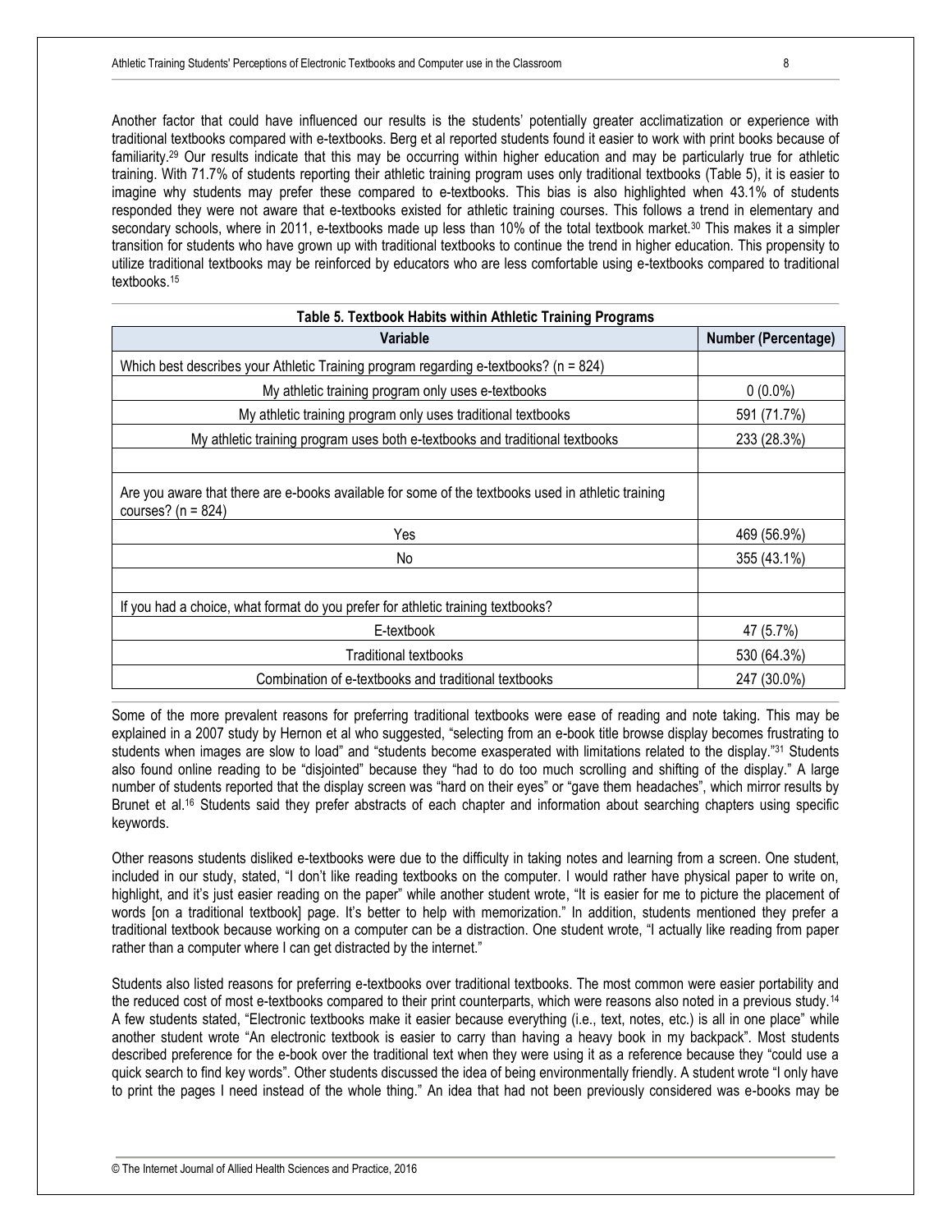Another factor that could have influenced our results is the students' potentially greater acclimatization or experience with traditional textbooks compared with e-textbooks. Berg et al reported students found it easier to work with print books because of familiarity.[29] Our results indicate that this may be occurring within higher education and may be particularly true for athletic training. With 71.7% of students reporting their athletic training program uses only traditional textbooks (Table 5), it is easier to imagine why students may prefer these compared to e-textbooks. This bias is also highlighted when 43.1% of students responded they were not aware that e-textbooks existed for athletic training courses. This follows a trend in elementary and secondary schools, where in 2011, e-textbooks made up less than 10% of the total textbook market.[30] This makes it a simpler transition for students who have grown up with traditional textbooks to continue the trend in higher education. This propensity to utilize traditional textbooks may be reinforced by educators who are less comfortable using e-textbooks compared to traditional textbooks.[15]

**Table 5. Textbook Habits within Athletic Training Programs**

| Variable | Number (Percentage) |
|---|---|
| Which best describes your Athletic Training program regarding e-textbooks? (n = 824) | |
| My athletic training program only uses e-textbooks | 0 (0.0%) |
| My athletic training program only uses traditional textbooks | 591 (71.7%) |
| My athletic training program uses both e-textbooks and traditional textbooks | 233 (28.3%) |
| | |
| Are you aware that there are e-books available for some of the textbooks used in athletic training courses? (n = 824) | |
| Yes | 469 (56.9%) |
| No | 355 (43.1%) |
| | |
| If you had a choice, what format do you prefer for athletic training textbooks? | |
| E-textbook | 47 (5.7%) |
| Traditional textbooks | 530 (64.3%) |
| Combination of e-textbooks and traditional textbooks | 247 (30.0%) |

Some of the more prevalent reasons for preferring traditional textbooks were ease of reading and note taking. This may be explained in a 2007 study by Hernon et al who suggested, "selecting from an e-book title browse display becomes frustrating to students when images are slow to load" and "students become exasperated with limitations related to the display."[31] Students also found online reading to be "disjointed" because they "had to do too much scrolling and shifting of the display." A large number of students reported that the display screen was "hard on their eyes" or "gave them headaches", which mirror results by Brunet et al.[16] Students said they prefer abstracts of each chapter and information about searching chapters using specific keywords.

Other reasons students disliked e-textbooks were due to the difficulty in taking notes and learning from a screen. One student, included in our study, stated, "I don't like reading textbooks on the computer. I would rather have physical paper to write on, highlight, and it's just easier reading on the paper" while another student wrote, "It is easier for me to picture the placement of words [on a traditional textbook] page. It's better to help with memorization." In addition, students mentioned they prefer a traditional textbook because working on a computer can be a distraction. One student wrote, "I actually like reading from paper rather than a computer where I can get distracted by the internet."

Students also listed reasons for preferring e-textbooks over traditional textbooks. The most common were easier portability and the reduced cost of most e-textbooks compared to their print counterparts, which were reasons also noted in a previous study.[14] A few students stated, "Electronic textbooks make it easier because everything (i.e., text, notes, etc.) is all in one place" while another student wrote "An electronic textbook is easier to carry than having a heavy book in my backpack". Most students described preference for the e-book over the traditional text when they were using it as a reference because they "could use a quick search to find key words". Other students discussed the idea of being environmentally friendly. A student wrote "I only have to print the pages I need instead of the whole thing." An idea that had not been previously considered was e-books may be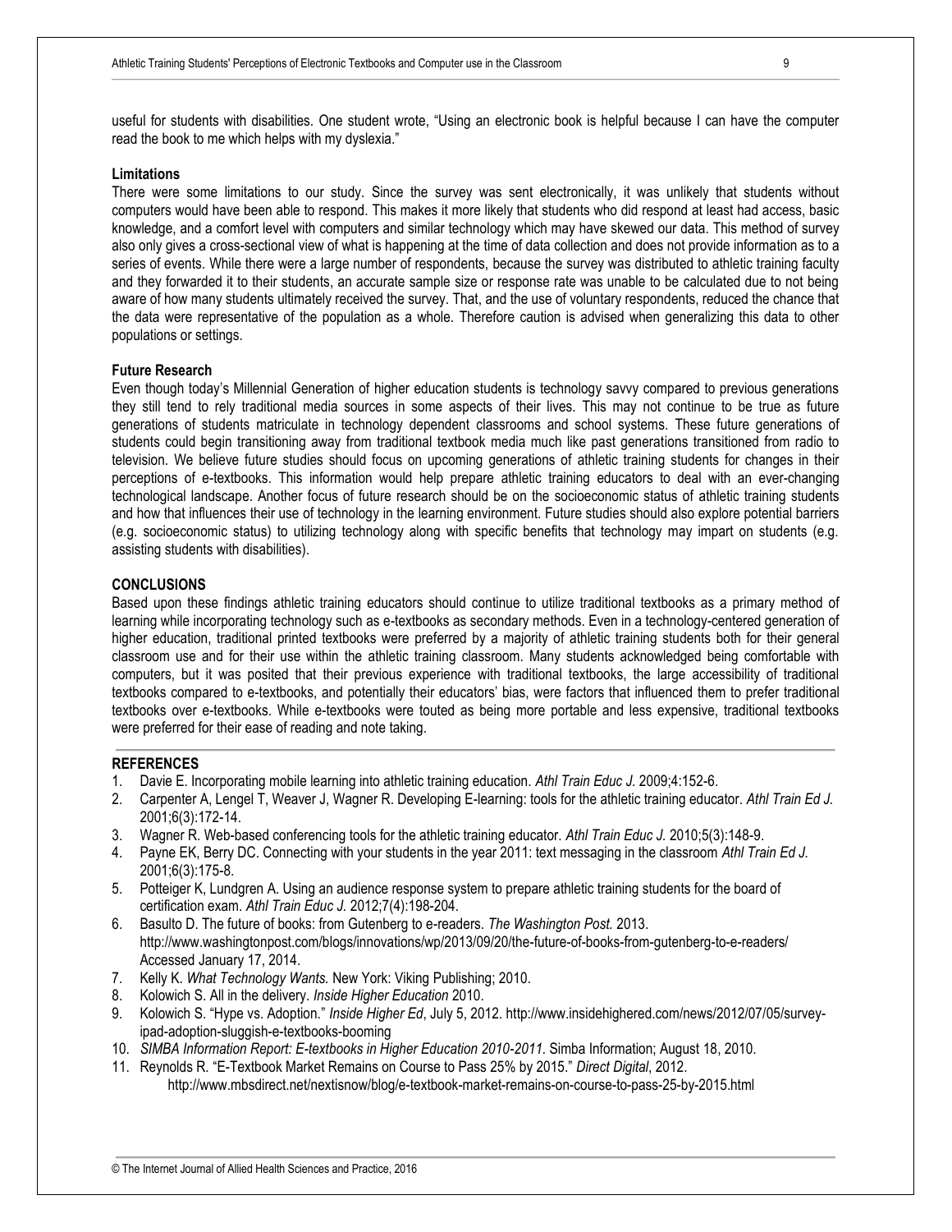useful for students with disabilities. One student wrote, "Using an electronic book is helpful because I can have the computer read the book to me which helps with my dyslexia."

### Limitations

There were some limitations to our study. Since the survey was sent electronically, it was unlikely that students without computers would have been able to respond. This makes it more likely that students who did respond at least had access, basic knowledge, and a comfort level with computers and similar technology which may have skewed our data. This method of survey also only gives a cross-sectional view of what is happening at the time of data collection and does not provide information as to a series of events. While there were a large number of respondents, because the survey was distributed to athletic training faculty and they forwarded it to their students, an accurate sample size or response rate was unable to be calculated due to not being aware of how many students ultimately received the survey. That, and the use of voluntary respondents, reduced the chance that the data were representative of the population as a whole. Therefore caution is advised when generalizing this data to other populations or settings.

### Future Research

Even though today's Millennial Generation of higher education students is technology savvy compared to previous generations they still tend to rely traditional media sources in some aspects of their lives. This may not continue to be true as future generations of students matriculate in technology dependent classrooms and school systems. These future generations of students could begin transitioning away from traditional textbook media much like past generations transitioned from radio to television. We believe future studies should focus on upcoming generations of athletic training students for changes in their perceptions of e-textbooks. This information would help prepare athletic training educators to deal with an ever-changing technological landscape. Another focus of future research should be on the socioeconomic status of athletic training students and how that influences their use of technology in the learning environment. Future studies should also explore potential barriers (e.g. socioeconomic status) to utilizing technology along with specific benefits that technology may impart on students (e.g. assisting students with disabilities).

## CONCLUSIONS

Based upon these findings athletic training educators should continue to utilize traditional textbooks as a primary method of learning while incorporating technology such as e-textbooks as secondary methods. Even in a technology-centered generation of higher education, traditional printed textbooks were preferred by a majority of athletic training students both for their general classroom use and for their use within the athletic training classroom. Many students acknowledged being comfortable with computers, but it was posited that their previous experience with traditional textbooks, the large accessibility of traditional textbooks compared to e-textbooks, and potentially their educators' bias, were factors that influenced them to prefer traditional textbooks over e-textbooks. While e-textbooks were touted as being more portable and less expensive, traditional textbooks were preferred for their ease of reading and note taking.

## REFERENCES

1. Davie E. Incorporating mobile learning into athletic training education. *Athl Train Educ J.* 2009;4:152-6.
2. Carpenter A, Lengel T, Weaver J, Wagner R. Developing E-learning: tools for the athletic training educator. *Athl Train Ed J.* 2001;6(3):172-14.
3. Wagner R. Web-based conferencing tools for the athletic training educator. *Athl Train Educ J.* 2010;5(3):148-9.
4. Payne EK, Berry DC. Connecting with your students in the year 2011: text messaging in the classroom *Athl Train Ed J.* 2001;6(3):175-8.
5. Potteiger K, Lundgren A. Using an audience response system to prepare athletic training students for the board of certification exam. *Athl Train Educ J.* 2012;7(4):198-204.
6. Basulto D. The future of books: from Gutenberg to e-readers. *The Washington Post.* 2013. http://www.washingtonpost.com/blogs/innovations/wp/2013/09/20/the-future-of-books-from-gutenberg-to-e-readers/ Accessed January 17, 2014.
7. Kelly K. *What Technology Wants.* New York: Viking Publishing; 2010.
8. Kolowich S. All in the delivery. *Inside Higher Education* 2010.
9. Kolowich S. "Hype vs. Adoption." *Inside Higher Ed*, July 5, 2012. http://www.insidehighered.com/news/2012/07/05/survey-ipad-adoption-sluggish-e-textbooks-booming
10. *SIMBA Information Report: E-textbooks in Higher Education 2010-2011.* Simba Information; August 18, 2010.
11. Reynolds R. "E-Textbook Market Remains on Course to Pass 25% by 2015." *Direct Digital*, 2012. http://www.mbsdirect.net/nextisnow/blog/e-textbook-market-remains-on-course-to-pass-25-by-2015.html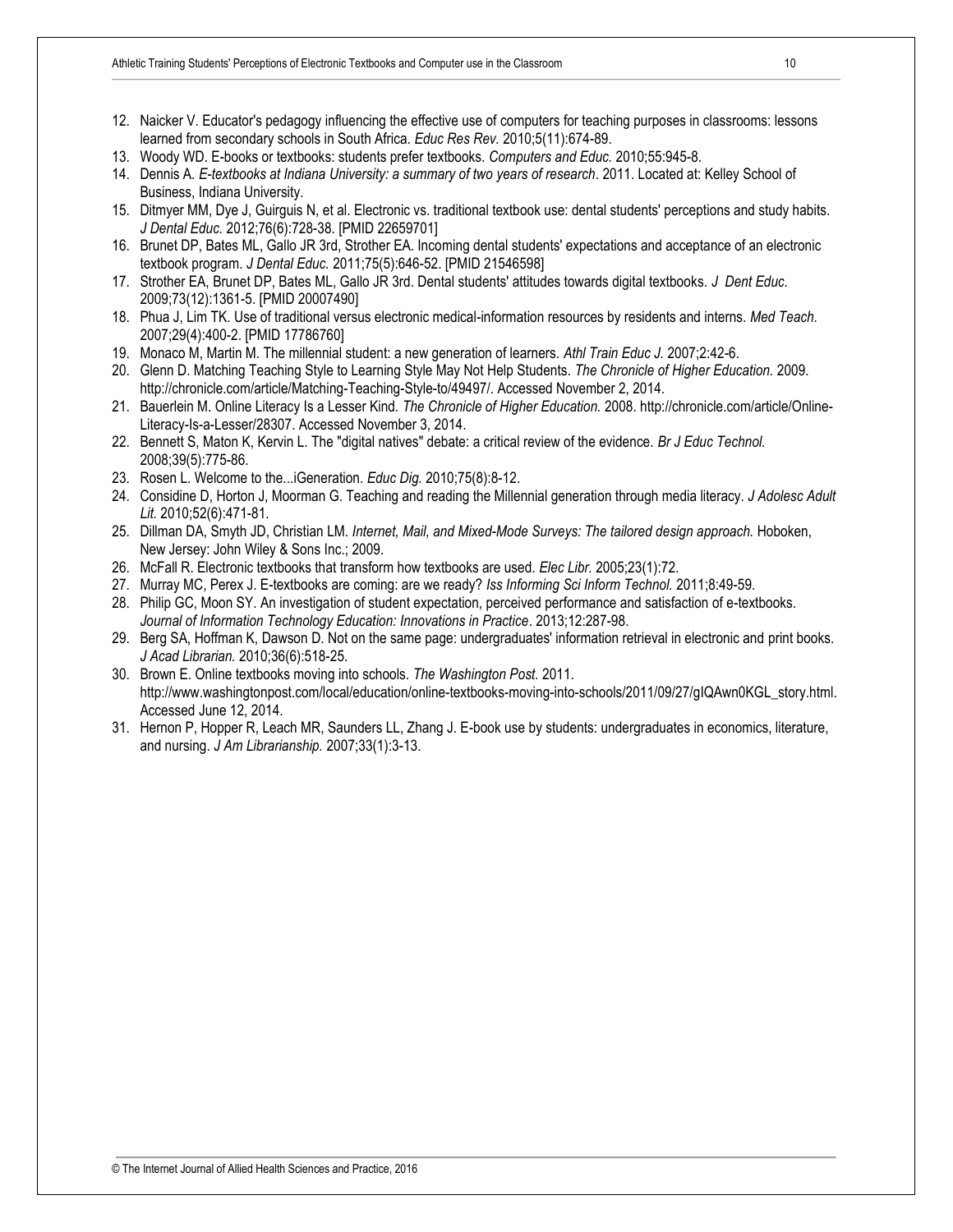12. Naicker V. Educator's pedagogy influencing the effective use of computers for teaching purposes in classrooms: lessons learned from secondary schools in South Africa. *Educ Res Rev.* 2010;5(11):674-89.
13. Woody WD. E-books or textbooks: students prefer textbooks. *Computers and Educ.* 2010;55:945-8.
14. Dennis A. *E-textbooks at Indiana University: a summary of two years of research*. 2011. Located at: Kelley School of Business, Indiana University.
15. Ditmyer MM, Dye J, Guirguis N, et al. Electronic vs. traditional textbook use: dental students' perceptions and study habits. *J Dental Educ.* 2012;76(6):728-38. [PMID 22659701]
16. Brunet DP, Bates ML, Gallo JR 3rd, Strother EA. Incoming dental students' expectations and acceptance of an electronic textbook program. *J Dental Educ.* 2011;75(5):646-52. [PMID 21546598]
17. Strother EA, Brunet DP, Bates ML, Gallo JR 3rd. Dental students' attitudes towards digital textbooks. *J Dent Educ.* 2009;73(12):1361-5. [PMID 20007490]
18. Phua J, Lim TK. Use of traditional versus electronic medical-information resources by residents and interns. *Med Teach.* 2007;29(4):400-2. [PMID 17786760]
19. Monaco M, Martin M. The millennial student: a new generation of learners. *Athl Train Educ J.* 2007;2:42-6.
20. Glenn D. Matching Teaching Style to Learning Style May Not Help Students. *The Chronicle of Higher Education.* 2009. http://chronicle.com/article/Matching-Teaching-Style-to/49497/. Accessed November 2, 2014.
21. Bauerlein M. Online Literacy Is a Lesser Kind. *The Chronicle of Higher Education.* 2008. http://chronicle.com/article/Online-Literacy-Is-a-Lesser/28307. Accessed November 3, 2014.
22. Bennett S, Maton K, Kervin L. The "digital natives" debate: a critical review of the evidence. *Br J Educ Technol.* 2008;39(5):775-86.
23. Rosen L. Welcome to the...iGeneration. *Educ Dig.* 2010;75(8):8-12.
24. Considine D, Horton J, Moorman G. Teaching and reading the Millennial generation through media literacy. *J Adolesc Adult Lit.* 2010;52(6):471-81.
25. Dillman DA, Smyth JD, Christian LM. *Internet, Mail, and Mixed-Mode Surveys: The tailored design approach.* Hoboken, New Jersey: John Wiley & Sons Inc.; 2009.
26. McFall R. Electronic textbooks that transform how textbooks are used. *Elec Libr.* 2005;23(1):72.
27. Murray MC, Perex J. E-textbooks are coming: are we ready? *Iss Informing Sci Inform Technol.* 2011;8:49-59.
28. Philip GC, Moon SY. An investigation of student expectation, perceived performance and satisfaction of e-textbooks. *Journal of Information Technology Education: Innovations in Practice*. 2013;12:287-98.
29. Berg SA, Hoffman K, Dawson D. Not on the same page: undergraduates' information retrieval in electronic and print books. *J Acad Librarian.* 2010;36(6):518-25.
30. Brown E. Online textbooks moving into schools. *The Washington Post.* 2011. http://www.washingtonpost.com/local/education/online-textbooks-moving-into-schools/2011/09/27/gIQAwn0KGL_story.html. Accessed June 12, 2014.
31. Hernon P, Hopper R, Leach MR, Saunders LL, Zhang J. E-book use by students: undergraduates in economics, literature, and nursing. *J Am Librarianship.* 2007;33(1):3-13.